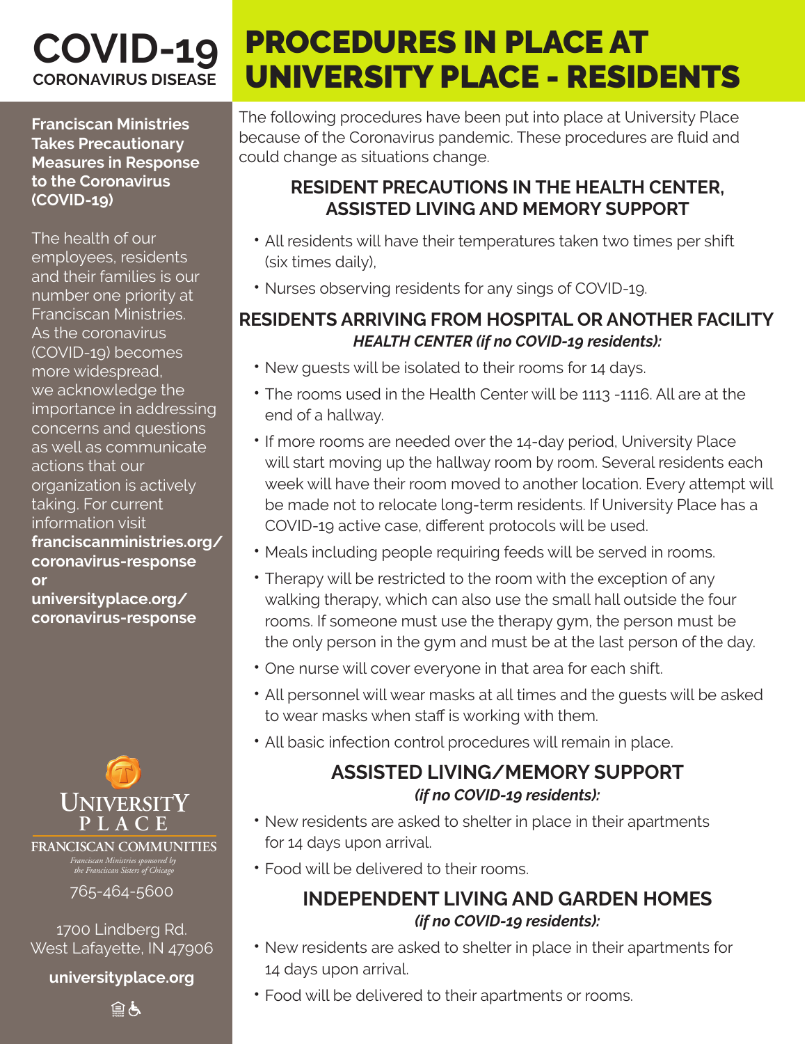# COVID-19
**CORONAVIRUS DISEASE**

**Franciscan Ministries Takes Precautionary Measures in Response to the Coronavirus (COVID-19)**

The health of our employees, residents and their families is our number one priority at Franciscan Ministries. As the coronavirus (COVID-19) becomes more widespread, we acknowledge the importance in addressing concerns and questions as well as communicate actions that our organization is actively taking. For current information visit **franciscanministries.org/coronavirus-response** or **universityplace.org/coronavirus-response**

UNIVERSITY PLACE
FRANCISCAN COMMUNITIES
*Franciscan Ministries sponsored by the Franciscan Sisters of Chicago*

765-464-5600

1700 Lindberg Rd.
West Lafayette, IN 47906

**universityplace.org**

# PROCEDURES IN PLACE AT UNIVERSITY PLACE - RESIDENTS

The following procedures have been put into place at University Place because of the Coronavirus pandemic. These procedures are fluid and could change as situations change.

## RESIDENT PRECAUTIONS IN THE HEALTH CENTER, ASSISTED LIVING AND MEMORY SUPPORT

- All residents will have their temperatures taken two times per shift (six times daily),
- Nurses observing residents for any sings of COVID-19.

## RESIDENTS ARRIVING FROM HOSPITAL OR ANOTHER FACILITY

***HEALTH CENTER (if no COVID-19 residents):***

- New guests will be isolated to their rooms for 14 days.
- The rooms used in the Health Center will be 1113 -1116. All are at the end of a hallway.
- If more rooms are needed over the 14-day period, University Place will start moving up the hallway room by room. Several residents each week will have their room moved to another location. Every attempt will be made not to relocate long-term residents. If University Place has a COVID-19 active case, different protocols will be used.
- Meals including people requiring feeds will be served in rooms.
- Therapy will be restricted to the room with the exception of any walking therapy, which can also use the small hall outside the four rooms. If someone must use the therapy gym, the person must be the only person in the gym and must be at the last person of the day.
- One nurse will cover everyone in that area for each shift.
- All personnel will wear masks at all times and the guests will be asked to wear masks when staff is working with them.
- All basic infection control procedures will remain in place.

## ASSISTED LIVING/MEMORY SUPPORT

***(if no COVID-19 residents):***

- New residents are asked to shelter in place in their apartments for 14 days upon arrival.
- Food will be delivered to their rooms.

## INDEPENDENT LIVING AND GARDEN HOMES

***(if no COVID-19 residents):***

- New residents are asked to shelter in place in their apartments for 14 days upon arrival.
- Food will be delivered to their apartments or rooms.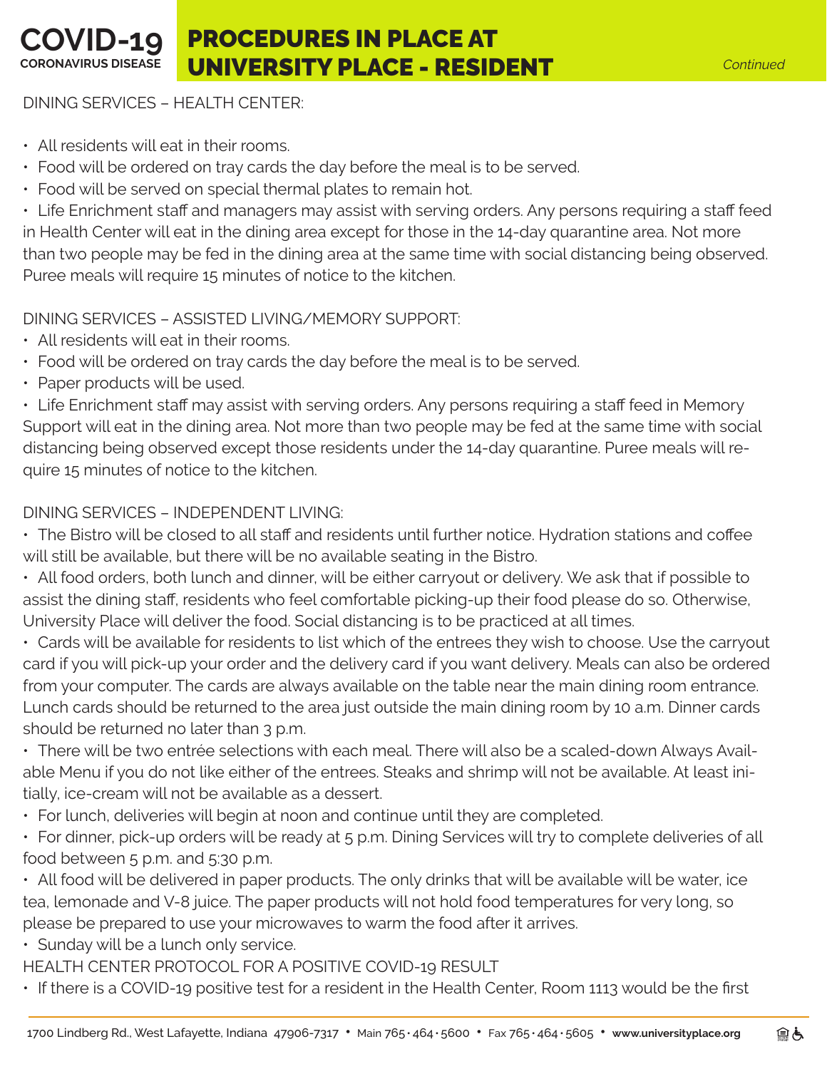# PROCEDURES IN PLACE AT UNIVERSITY PLACE - RESIDENT

*Continued*

DINING SERVICES – HEALTH CENTER:

- All residents will eat in their rooms.
- Food will be ordered on tray cards the day before the meal is to be served.
- Food will be served on special thermal plates to remain hot.
- Life Enrichment staff and managers may assist with serving orders. Any persons requiring a staff feed in Health Center will eat in the dining area except for those in the 14-day quarantine area. Not more than two people may be fed in the dining area at the same time with social distancing being observed. Puree meals will require 15 minutes of notice to the kitchen.

DINING SERVICES – ASSISTED LIVING/MEMORY SUPPORT:

- All residents will eat in their rooms.
- Food will be ordered on tray cards the day before the meal is to be served.
- Paper products will be used.
- Life Enrichment staff may assist with serving orders. Any persons requiring a staff feed in Memory Support will eat in the dining area. Not more than two people may be fed at the same time with social distancing being observed except those residents under the 14-day quarantine. Puree meals will require 15 minutes of notice to the kitchen.

DINING SERVICES – INDEPENDENT LIVING:

- The Bistro will be closed to all staff and residents until further notice. Hydration stations and coffee will still be available, but there will be no available seating in the Bistro.
- All food orders, both lunch and dinner, will be either carryout or delivery. We ask that if possible to assist the dining staff, residents who feel comfortable picking-up their food please do so. Otherwise, University Place will deliver the food. Social distancing is to be practiced at all times.
- Cards will be available for residents to list which of the entrees they wish to choose. Use the carryout card if you will pick-up your order and the delivery card if you want delivery. Meals can also be ordered from your computer. The cards are always available on the table near the main dining room entrance. Lunch cards should be returned to the area just outside the main dining room by 10 a.m. Dinner cards should be returned no later than 3 p.m.
- There will be two entrée selections with each meal. There will also be a scaled-down Always Available Menu if you do not like either of the entrees. Steaks and shrimp will not be available. At least initially, ice-cream will not be available as a dessert.
- For lunch, deliveries will begin at noon and continue until they are completed.
- For dinner, pick-up orders will be ready at 5 p.m. Dining Services will try to complete deliveries of all food between 5 p.m. and 5:30 p.m.
- All food will be delivered in paper products. The only drinks that will be available will be water, ice tea, lemonade and V-8 juice. The paper products will not hold food temperatures for very long, so please be prepared to use your microwaves to warm the food after it arrives.
- Sunday will be a lunch only service.

HEALTH CENTER PROTOCOL FOR A POSITIVE COVID-19 RESULT

- If there is a COVID-19 positive test for a resident in the Health Center, Room 1113 would be the first